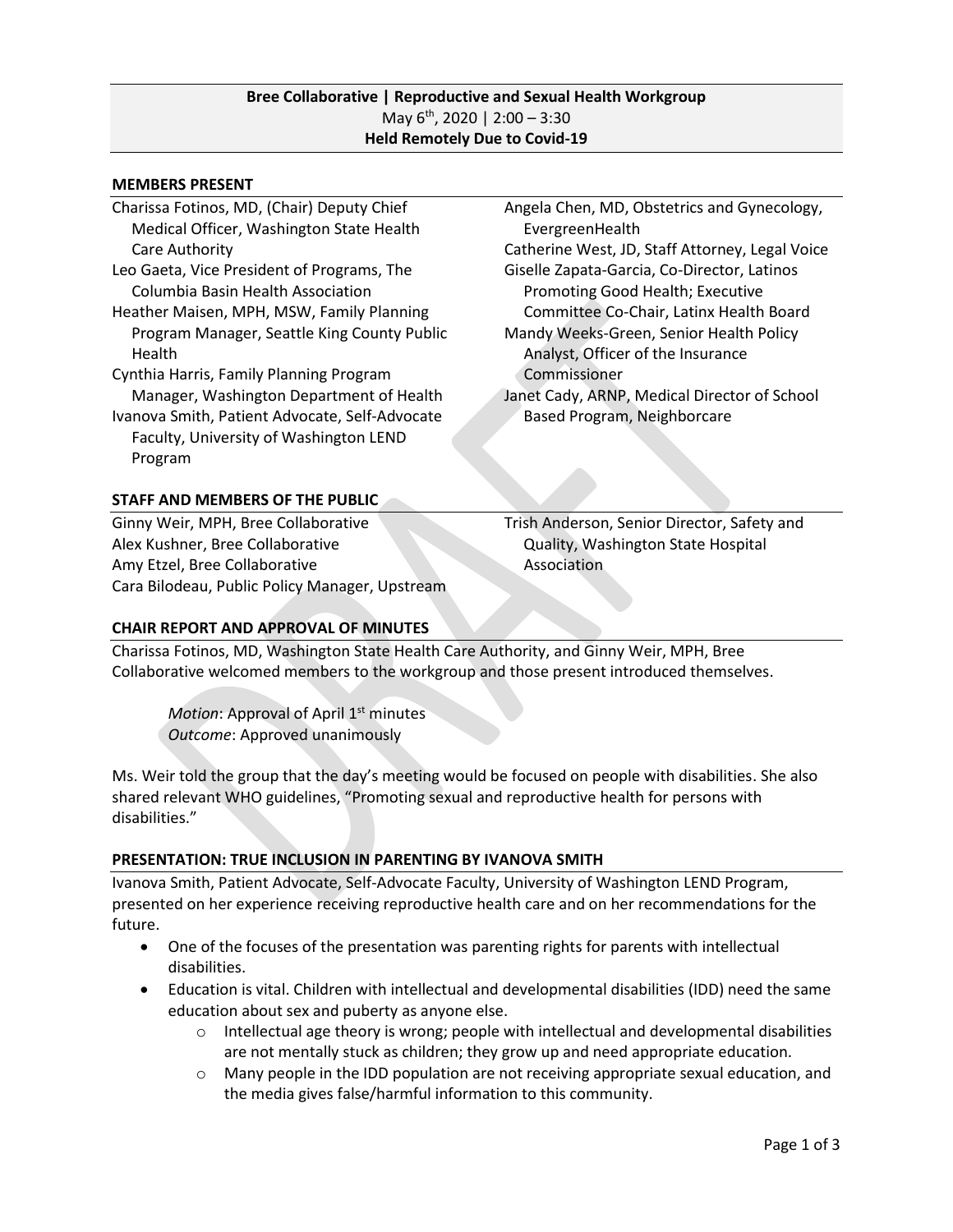**Bree Collaborative | Reproductive and Sexual Health Workgroup**
May 6th, 2020 | 2:00 – 3:30
**Held Remotely Due to Covid-19**

## MEMBERS PRESENT

Charissa Fotinos, MD, (Chair) Deputy Chief Medical Officer, Washington State Health Care Authority
Leo Gaeta, Vice President of Programs, The Columbia Basin Health Association
Heather Maisen, MPH, MSW, Family Planning Program Manager, Seattle King County Public Health
Cynthia Harris, Family Planning Program Manager, Washington Department of Health
Ivanova Smith, Patient Advocate, Self-Advocate Faculty, University of Washington LEND Program
Angela Chen, MD, Obstetrics and Gynecology, EvergreenHealth
Catherine West, JD, Staff Attorney, Legal Voice
Giselle Zapata-Garcia, Co-Director, Latinos Promoting Good Health; Executive Committee Co-Chair, Latinx Health Board
Mandy Weeks-Green, Senior Health Policy Analyst, Officer of the Insurance Commissioner
Janet Cady, ARNP, Medical Director of School Based Program, Neighborcare

## STAFF AND MEMBERS OF THE PUBLIC

Ginny Weir, MPH, Bree Collaborative
Alex Kushner, Bree Collaborative
Amy Etzel, Bree Collaborative
Cara Bilodeau, Public Policy Manager, Upstream
Trish Anderson, Senior Director, Safety and Quality, Washington State Hospital Association

## CHAIR REPORT AND APPROVAL OF MINUTES

Charissa Fotinos, MD, Washington State Health Care Authority, and Ginny Weir, MPH, Bree Collaborative welcomed members to the workgroup and those present introduced themselves.

> *Motion*: Approval of April 1st minutes
> *Outcome*: Approved unanimously

Ms. Weir told the group that the day's meeting would be focused on people with disabilities. She also shared relevant WHO guidelines, "Promoting sexual and reproductive health for persons with disabilities."

## PRESENTATION: TRUE INCLUSION IN PARENTING BY IVANOVA SMITH

Ivanova Smith, Patient Advocate, Self-Advocate Faculty, University of Washington LEND Program, presented on her experience receiving reproductive health care and on her recommendations for the future.

- One of the focuses of the presentation was parenting rights for parents with intellectual disabilities.
- Education is vital. Children with intellectual and developmental disabilities (IDD) need the same education about sex and puberty as anyone else.
  - Intellectual age theory is wrong; people with intellectual and developmental disabilities are not mentally stuck as children; they grow up and need appropriate education.
  - Many people in the IDD population are not receiving appropriate sexual education, and the media gives false/harmful information to this community.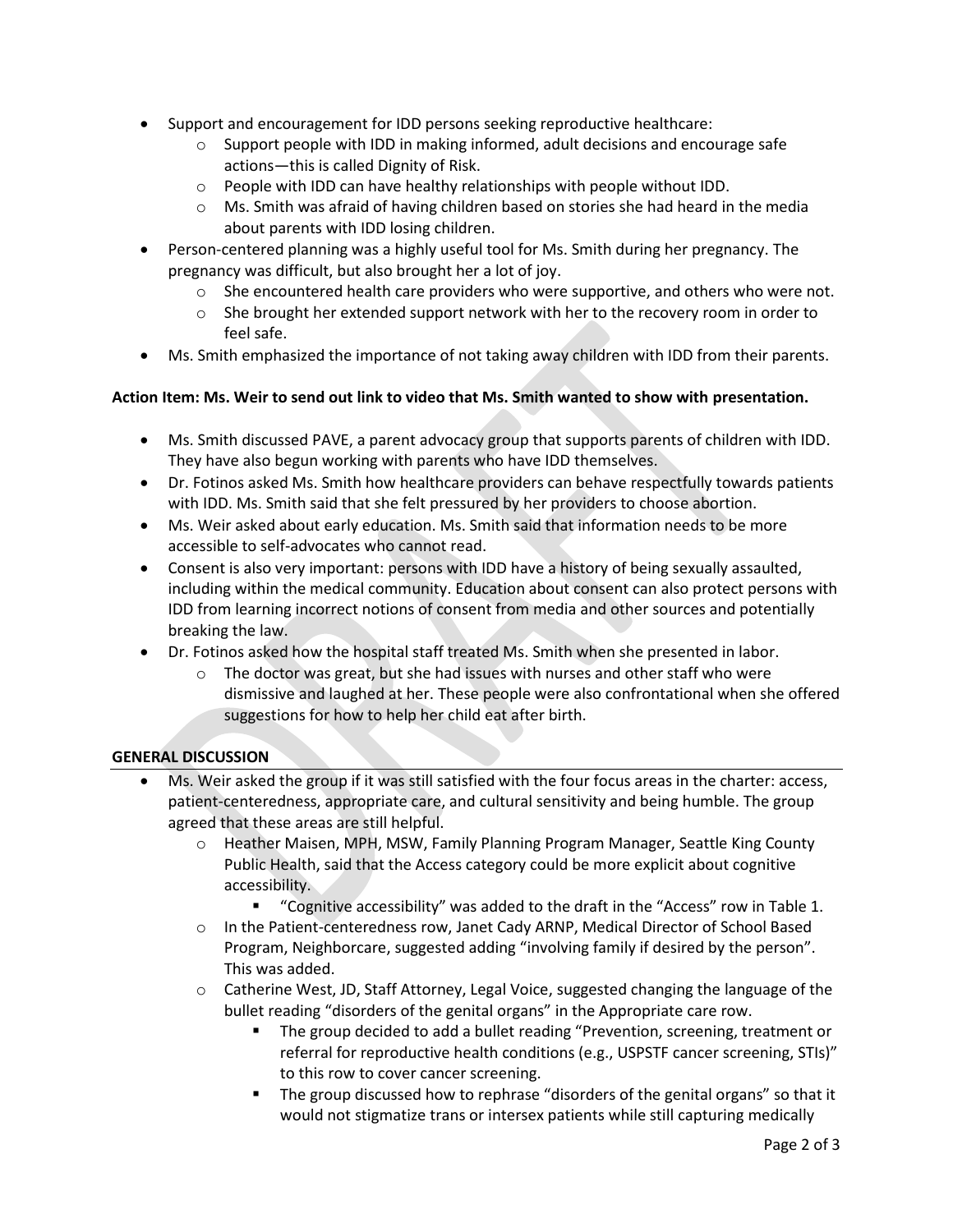- Support and encouragement for IDD persons seeking reproductive healthcare:
  - Support people with IDD in making informed, adult decisions and encourage safe actions—this is called Dignity of Risk.
  - People with IDD can have healthy relationships with people without IDD.
  - Ms. Smith was afraid of having children based on stories she had heard in the media about parents with IDD losing children.
- Person-centered planning was a highly useful tool for Ms. Smith during her pregnancy. The pregnancy was difficult, but also brought her a lot of joy.
  - She encountered health care providers who were supportive, and others who were not.
  - She brought her extended support network with her to the recovery room in order to feel safe.
- Ms. Smith emphasized the importance of not taking away children with IDD from their parents.

**Action Item: Ms. Weir to send out link to video that Ms. Smith wanted to show with presentation.**

- Ms. Smith discussed PAVE, a parent advocacy group that supports parents of children with IDD. They have also begun working with parents who have IDD themselves.
- Dr. Fotinos asked Ms. Smith how healthcare providers can behave respectfully towards patients with IDD. Ms. Smith said that she felt pressured by her providers to choose abortion.
- Ms. Weir asked about early education. Ms. Smith said that information needs to be more accessible to self-advocates who cannot read.
- Consent is also very important: persons with IDD have a history of being sexually assaulted, including within the medical community. Education about consent can also protect persons with IDD from learning incorrect notions of consent from media and other sources and potentially breaking the law.
- Dr. Fotinos asked how the hospital staff treated Ms. Smith when she presented in labor.
  - The doctor was great, but she had issues with nurses and other staff who were dismissive and laughed at her. These people were also confrontational when she offered suggestions for how to help her child eat after birth.

**GENERAL DISCUSSION**

- Ms. Weir asked the group if it was still satisfied with the four focus areas in the charter: access, patient-centeredness, appropriate care, and cultural sensitivity and being humble. The group agreed that these areas are still helpful.
  - Heather Maisen, MPH, MSW, Family Planning Program Manager, Seattle King County Public Health, said that the Access category could be more explicit about cognitive accessibility.
    - "Cognitive accessibility" was added to the draft in the "Access" row in Table 1.
  - In the Patient-centeredness row, Janet Cady ARNP, Medical Director of School Based Program, Neighborcare, suggested adding "involving family if desired by the person". This was added.
  - Catherine West, JD, Staff Attorney, Legal Voice, suggested changing the language of the bullet reading "disorders of the genital organs" in the Appropriate care row.
    - The group decided to add a bullet reading "Prevention, screening, treatment or referral for reproductive health conditions (e.g., USPSTF cancer screening, STIs)" to this row to cover cancer screening.
    - The group discussed how to rephrase "disorders of the genital organs" so that it would not stigmatize trans or intersex patients while still capturing medically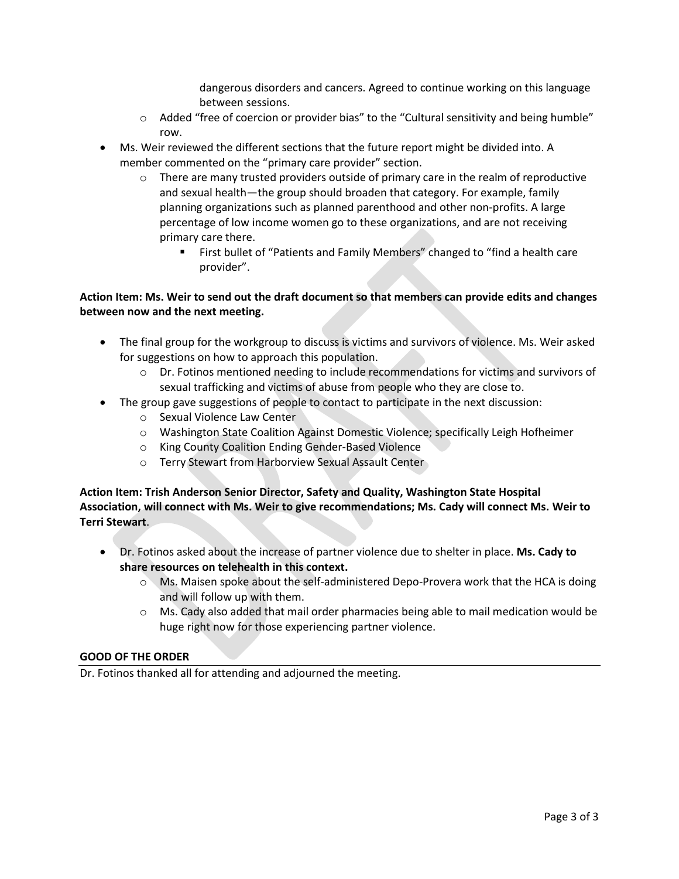dangerous disorders and cancers. Agreed to continue working on this language between sessions.

  - Added "free of coercion or provider bias" to the "Cultural sensitivity and being humble" row.
- Ms. Weir reviewed the different sections that the future report might be divided into. A member commented on the "primary care provider" section.
  - There are many trusted providers outside of primary care in the realm of reproductive and sexual health—the group should broaden that category. For example, family planning organizations such as planned parenthood and other non-profits. A large percentage of low income women go to these organizations, and are not receiving primary care there.
    - First bullet of "Patients and Family Members" changed to "find a health care provider".

**Action Item: Ms. Weir to send out the draft document so that members can provide edits and changes between now and the next meeting.**

- The final group for the workgroup to discuss is victims and survivors of violence. Ms. Weir asked for suggestions on how to approach this population.
  - Dr. Fotinos mentioned needing to include recommendations for victims and survivors of sexual trafficking and victims of abuse from people who they are close to.
- The group gave suggestions of people to contact to participate in the next discussion:
  - Sexual Violence Law Center
  - Washington State Coalition Against Domestic Violence; specifically Leigh Hofheimer
  - King County Coalition Ending Gender-Based Violence
  - Terry Stewart from Harborview Sexual Assault Center

**Action Item: Trish Anderson Senior Director, Safety and Quality, Washington State Hospital Association, will connect with Ms. Weir to give recommendations; Ms. Cady will connect Ms. Weir to Terri Stewart**.

- Dr. Fotinos asked about the increase of partner violence due to shelter in place. **Ms. Cady to share resources on telehealth in this context.**
  - Ms. Maisen spoke about the self-administered Depo-Provera work that the HCA is doing and will follow up with them.
  - Ms. Cady also added that mail order pharmacies being able to mail medication would be huge right now for those experiencing partner violence.

## GOOD OF THE ORDER

Dr. Fotinos thanked all for attending and adjourned the meeting.